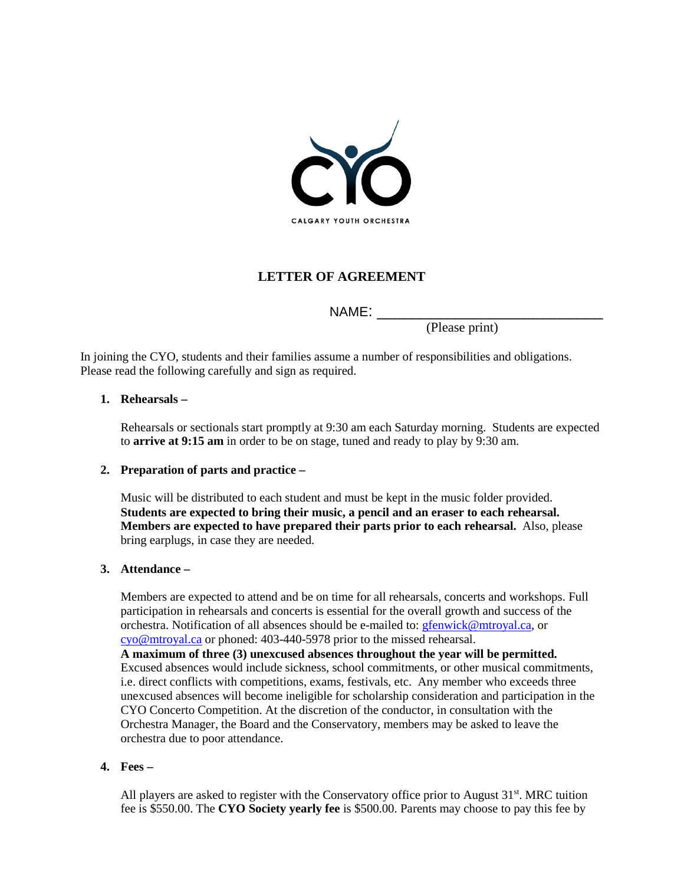CALGARY YOUTH ORCHESTRA

# LETTER OF AGREEMENT

NAME: ______________________________
(Please print)

In joining the CYO, students and their families assume a number of responsibilities and obligations. Please read the following carefully and sign as required.

1. **Rehearsals –**

   Rehearsals or sectionals start promptly at 9:30 am each Saturday morning. Students are expected to **arrive at 9:15 am** in order to be on stage, tuned and ready to play by 9:30 am.

2. **Preparation of parts and practice –**

   Music will be distributed to each student and must be kept in the music folder provided. **Students are expected to bring their music, a pencil and an eraser to each rehearsal. Members are expected to have prepared their parts prior to each rehearsal.** Also, please bring earplugs, in case they are needed.

3. **Attendance –**

   Members are expected to attend and be on time for all rehearsals, concerts and workshops. Full participation in rehearsals and concerts is essential for the overall growth and success of the orchestra. Notification of all absences should be e-mailed to: gfenwick@mtroyal.ca, or cyo@mtroyal.ca or phoned: 403-440-5978 prior to the missed rehearsal.
   **A maximum of three (3) unexcused absences throughout the year will be permitted.** Excused absences would include sickness, school commitments, or other musical commitments, i.e. direct conflicts with competitions, exams, festivals, etc. Any member who exceeds three unexcused absences will become ineligible for scholarship consideration and participation in the CYO Concerto Competition. At the discretion of the conductor, in consultation with the Orchestra Manager, the Board and the Conservatory, members may be asked to leave the orchestra due to poor attendance.

4. **Fees –**

   All players are asked to register with the Conservatory office prior to August 31st. MRC tuition fee is $550.00. The **CYO Society yearly fee** is $500.00. Parents may choose to pay this fee by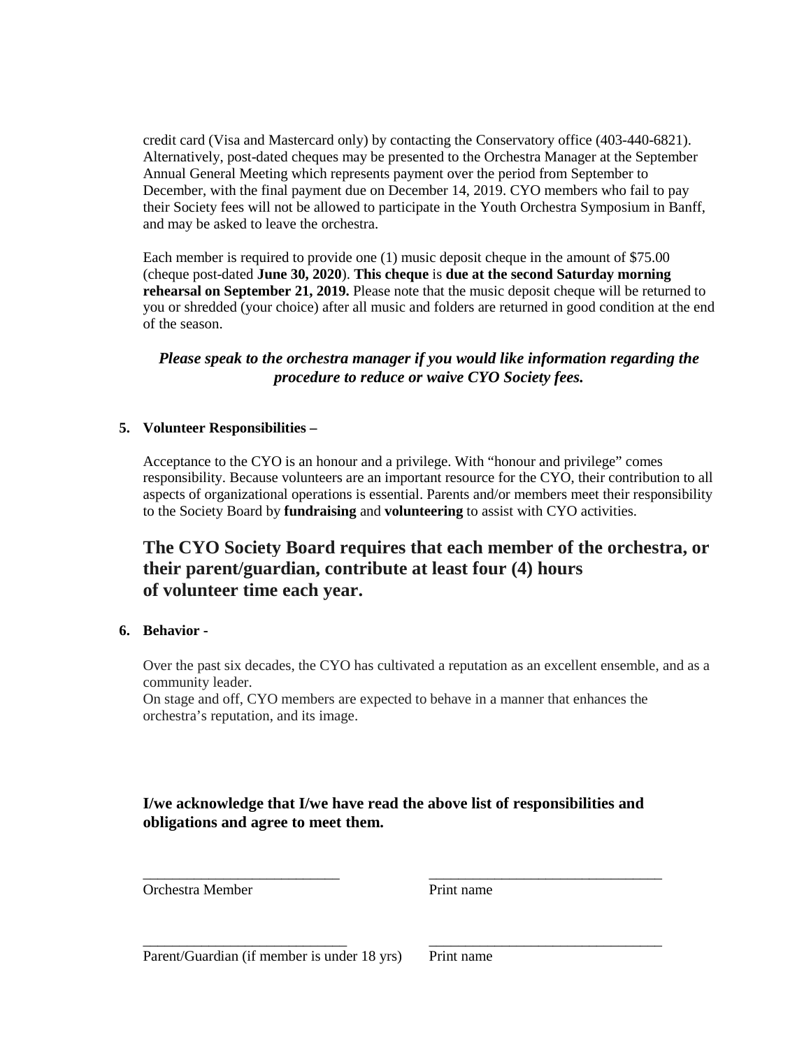credit card (Visa and Mastercard only) by contacting the Conservatory office (403-440-6821). Alternatively, post-dated cheques may be presented to the Orchestra Manager at the September Annual General Meeting which represents payment over the period from September to December, with the final payment due on December 14, 2019. CYO members who fail to pay their Society fees will not be allowed to participate in the Youth Orchestra Symposium in Banff, and may be asked to leave the orchestra.

Each member is required to provide one (1) music deposit cheque in the amount of $75.00 (cheque post-dated **June 30, 2020**). **This cheque** is **due at the second Saturday morning rehearsal on September 21, 2019.** Please note that the music deposit cheque will be returned to you or shredded (your choice) after all music and folders are returned in good condition at the end of the season.

***Please speak to the orchestra manager if you would like information regarding the procedure to reduce or waive CYO Society fees.***

**5. Volunteer Responsibilities –**

Acceptance to the CYO is an honour and a privilege. With "honour and privilege" comes responsibility. Because volunteers are an important resource for the CYO, their contribution to all aspects of organizational operations is essential. Parents and/or members meet their responsibility to the Society Board by **fundraising** and **volunteering** to assist with CYO activities.

## The CYO Society Board requires that each member of the orchestra, or their parent/guardian, contribute at least four (4) hours of volunteer time each year.

**6. Behavior -**

Over the past six decades, the CYO has cultivated a reputation as an excellent ensemble, and as a community leader.
On stage and off, CYO members are expected to behave in a manner that enhances the orchestra's reputation, and its image.

**I/we acknowledge that I/we have read the above list of responsibilities and obligations and agree to meet them.**

| ___________________________ | ________________________________ |
|---|---|
| Orchestra Member | Print name |
| ____________________________ | ________________________________ |
| Parent/Guardian (if member is under 18 yrs) | Print name |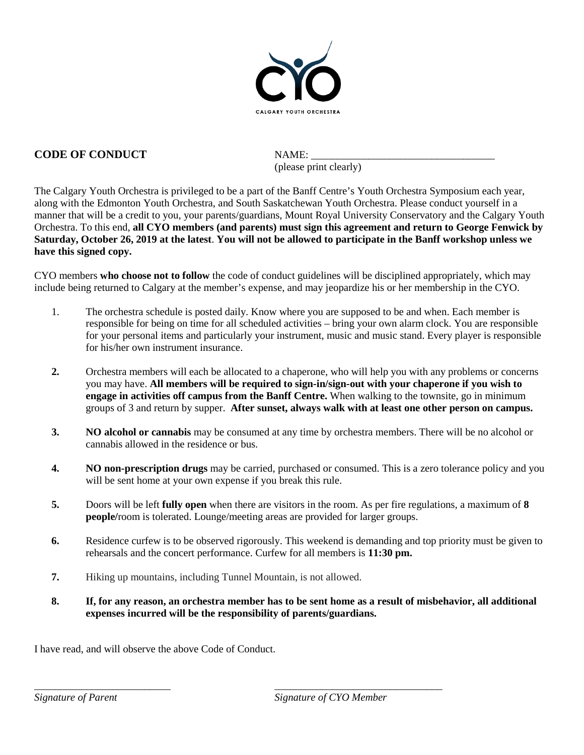CALGARY YOUTH ORCHESTRA

**CODE OF CONDUCT**

NAME: ___________________________________
(please print clearly)

The Calgary Youth Orchestra is privileged to be a part of the Banff Centre's Youth Orchestra Symposium each year, along with the Edmonton Youth Orchestra, and South Saskatchewan Youth Orchestra. Please conduct yourself in a manner that will be a credit to you, your parents/guardians, Mount Royal University Conservatory and the Calgary Youth Orchestra. To this end, **all CYO members (and parents) must sign this agreement and return to George Fenwick by Saturday, October 26, 2019 at the latest**. **You will not be allowed to participate in the Banff workshop unless we have this signed copy.**

CYO members **who choose not to follow** the code of conduct guidelines will be disciplined appropriately, which may include being returned to Calgary at the member's expense, and may jeopardize his or her membership in the CYO.

1. The orchestra schedule is posted daily. Know where you are supposed to be and when. Each member is responsible for being on time for all scheduled activities – bring your own alarm clock. You are responsible for your personal items and particularly your instrument, music and music stand. Every player is responsible for his/her own instrument insurance.

2. Orchestra members will each be allocated to a chaperone, who will help you with any problems or concerns you may have. **All members will be required to sign-in/sign-out with your chaperone if you wish to engage in activities off campus from the Banff Centre.** When walking to the townsite, go in minimum groups of 3 and return by supper. **After sunset, always walk with at least one other person on campus.**

3. **NO alcohol or cannabis** may be consumed at any time by orchestra members. There will be no alcohol or cannabis allowed in the residence or bus.

4. **NO non-prescription drugs** may be carried, purchased or consumed. This is a zero tolerance policy and you will be sent home at your own expense if you break this rule.

5. Doors will be left **fully open** when there are visitors in the room. As per fire regulations, a maximum of **8 people/**room is tolerated. Lounge/meeting areas are provided for larger groups.

6. Residence curfew is to be observed rigorously. This weekend is demanding and top priority must be given to rehearsals and the concert performance. Curfew for all members is **11:30 pm.**

7. Hiking up mountains, including Tunnel Mountain, is not allowed.

8. **If, for any reason, an orchestra member has to be sent home as a result of misbehavior, all additional expenses incurred will be the responsibility of parents/guardians.**

I have read, and will observe the above Code of Conduct.

___________________________ ________________________________

*Signature of Parent* *Signature of CYO Member*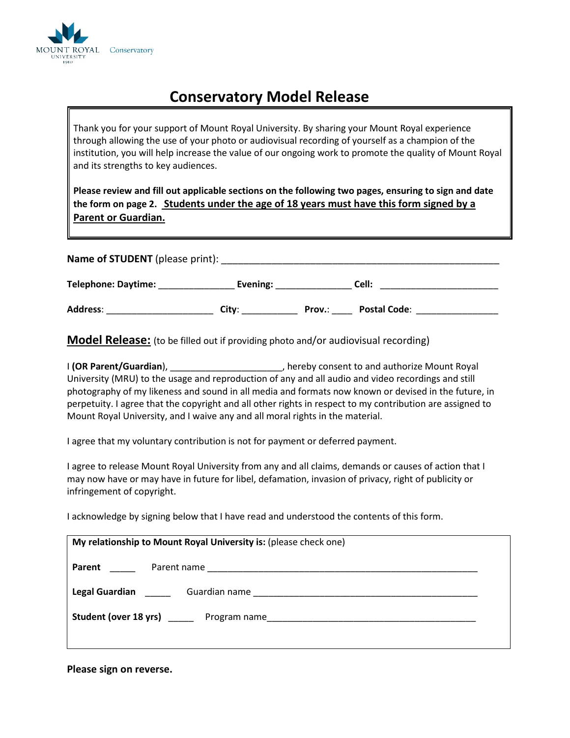# Conservatory Model Release

> Thank you for your support of Mount Royal University. By sharing your Mount Royal experience through allowing the use of your photo or audiovisual recording of yourself as a champion of the institution, you will help increase the value of our ongoing work to promote the quality of Mount Royal and its strengths to key audiences.
>
> **Please review and fill out applicable sections on the following two pages, ensuring to sign and date the form on page 2. Students under the age of 18 years must have this form signed by a Parent or Guardian.**

**Name of STUDENT** (please print): _______________________________________________

**Telephone: Daytime:** ______________ **Evening:** ______________ **Cell:** ______________________

**Address**: ____________________ **City**: __________ **Prov.**: ____ **Postal Code**: _______________

## Model Release: (to be filled out if providing photo and/or audiovisual recording)

I **(OR Parent/Guardian)**, ____________________, hereby consent to and authorize Mount Royal University (MRU) to the usage and reproduction of any and all audio and video recordings and still photography of my likeness and sound in all media and formats now known or devised in the future, in perpetuity. I agree that the copyright and all other rights in respect to my contribution are assigned to Mount Royal University, and I waive any and all moral rights in the material.

I agree that my voluntary contribution is not for payment or deferred payment.

I agree to release Mount Royal University from any and all claims, demands or causes of action that I may now have or may have in future for libel, defamation, invasion of privacy, right of publicity or infringement of copyright.

I acknowledge by signing below that I have read and understood the contents of this form.

**My relationship to Mount Royal University is:** (please check one)

**Parent** _____ Parent name _______________________________________________

**Legal Guardian** _____ Guardian name ________________________________________

**Student (over 18 yrs)** _____ Program name________________________________________

**Please sign on reverse.**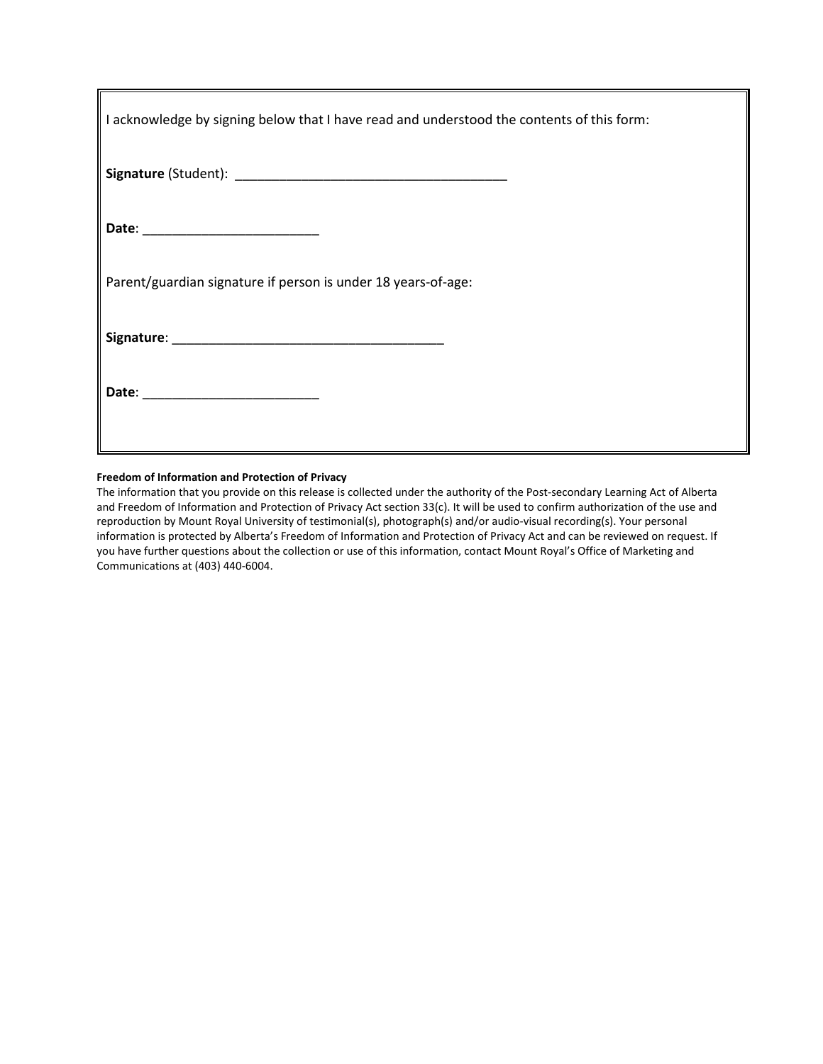I acknowledge by signing below that I have read and understood the contents of this form:

**Signature** (Student): _____________________________________

**Date**: ________________________

Parent/guardian signature if person is under 18 years-of-age:

**Signature**: _____________________________________

**Date**: ________________________

**Freedom of Information and Protection of Privacy**

The information that you provide on this release is collected under the authority of the Post-secondary Learning Act of Alberta and Freedom of Information and Protection of Privacy Act section 33(c). It will be used to confirm authorization of the use and reproduction by Mount Royal University of testimonial(s), photograph(s) and/or audio-visual recording(s). Your personal information is protected by Alberta's Freedom of Information and Protection of Privacy Act and can be reviewed on request. If you have further questions about the collection or use of this information, contact Mount Royal's Office of Marketing and Communications at (403) 440-6004.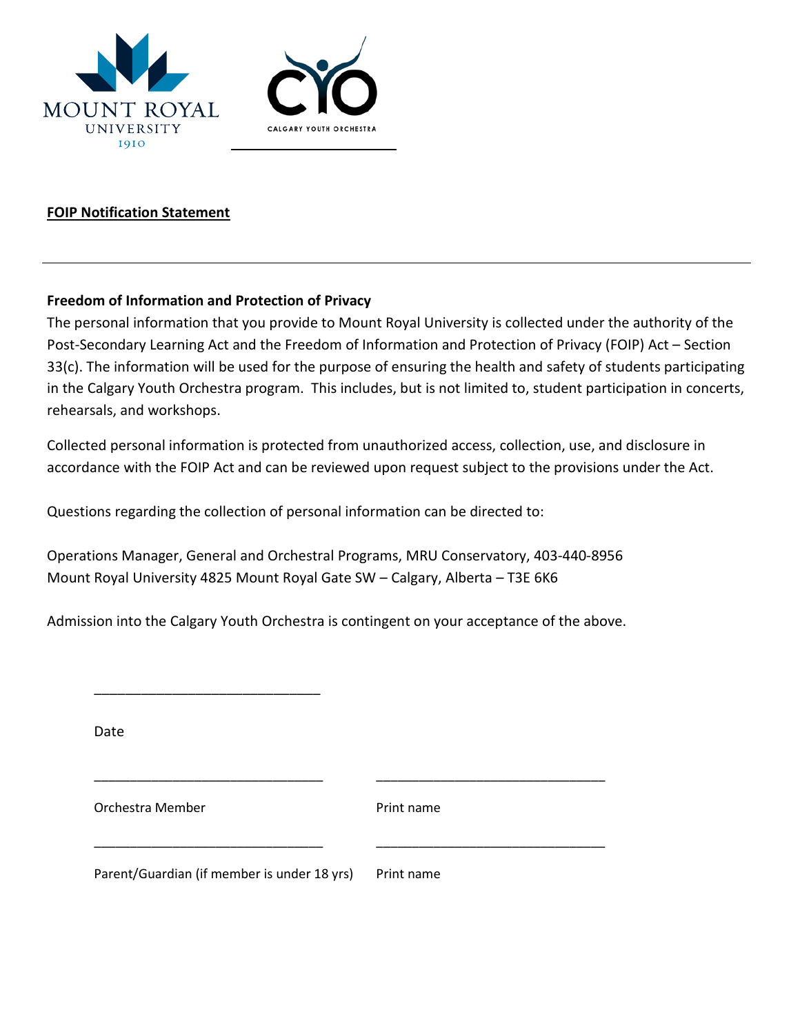**FOIP Notification Statement**

---

**Freedom of Information and Protection of Privacy**

The personal information that you provide to Mount Royal University is collected under the authority of the Post-Secondary Learning Act and the Freedom of Information and Protection of Privacy (FOIP) Act – Section 33(c). The information will be used for the purpose of ensuring the health and safety of students participating in the Calgary Youth Orchestra program. This includes, but is not limited to, student participation in concerts, rehearsals, and workshops.

Collected personal information is protected from unauthorized access, collection, use, and disclosure in accordance with the FOIP Act and can be reviewed upon request subject to the provisions under the Act.

Questions regarding the collection of personal information can be directed to:

Operations Manager, General and Orchestral Programs, MRU Conservatory, 403-440-8956
Mount Royal University 4825 Mount Royal Gate SW – Calgary, Alberta – T3E 6K6

Admission into the Calgary Youth Orchestra is contingent on your acceptance of the above.

______________________________

Date

______________________________ ______________________________

Orchestra Member Print name

______________________________ ______________________________

Parent/Guardian (if member is under 18 yrs) Print name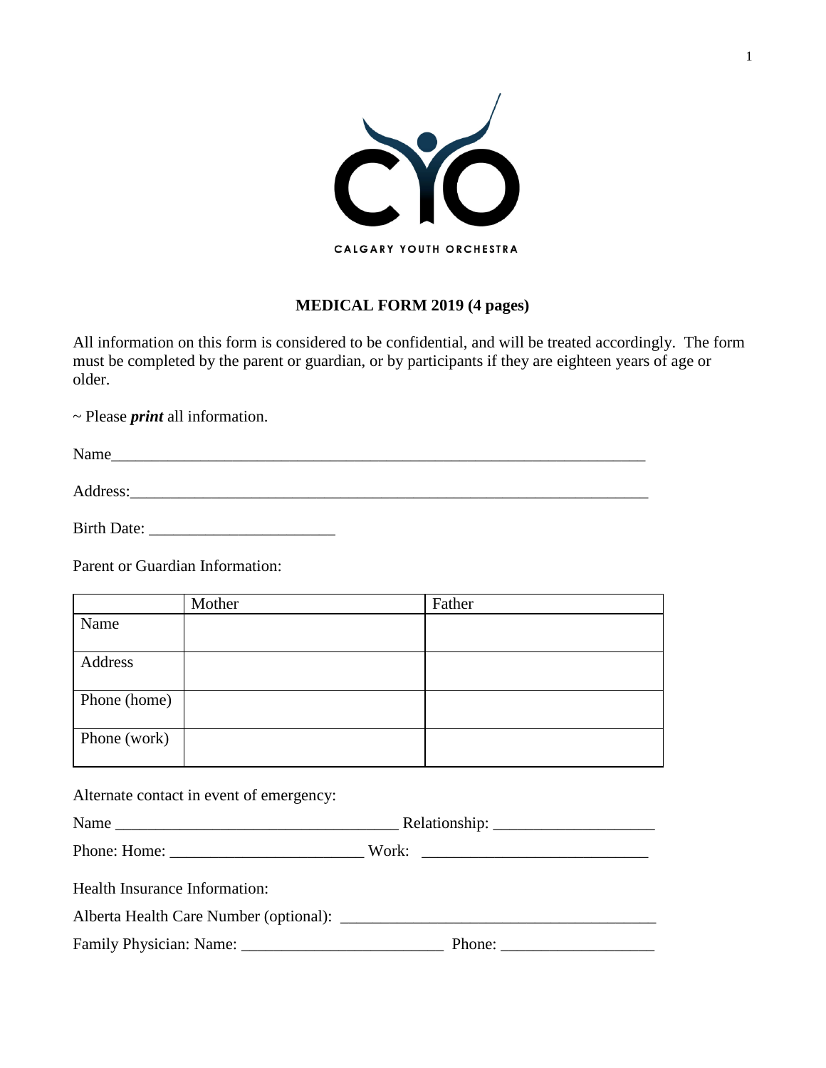CALGARY YOUTH ORCHESTRA

## MEDICAL FORM 2019 (4 pages)

All information on this form is considered to be confidential, and will be treated accordingly. The form must be completed by the parent or guardian, or by participants if they are eighteen years of age or older.

~ Please ***print*** all information.

Name_______________________________________________________________________

Address:_____________________________________________________________________

Birth Date: _______________________

Parent or Guardian Information:

| | Mother | Father |
|---|---|---|
| Name | | |
| Address | | |
| Phone (home) | | |
| Phone (work) | | |

Alternate contact in event of emergency:

Name ____________________________________ Relationship: ____________________

Phone: Home: ________________________ Work: ____________________________

Health Insurance Information:

Alberta Health Care Number (optional): ________________________________________

Family Physician: Name: _________________________ Phone: ___________________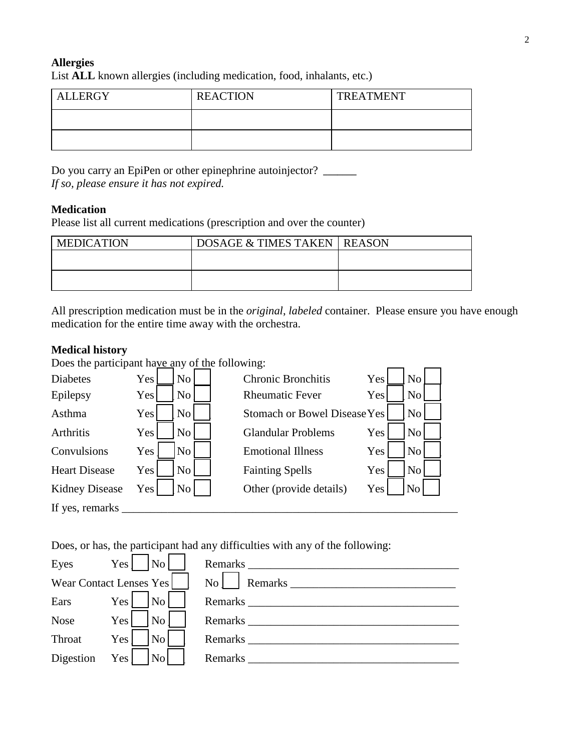**Allergies**

List **ALL** known allergies (including medication, food, inhalants, etc.)

| ALLERGY | REACTION | TREATMENT |
|---|---|---|
| | | |
| | | |

Do you carry an EpiPen or other epinephrine autoinjector? ______

*If so, please ensure it has not expired.*

**Medication**

Please list all current medications (prescription and over the counter)

| MEDICATION | DOSAGE & TIMES TAKEN | REASON |
|---|---|---|
| | | |
| | | |

All prescription medication must be in the *original, labeled* container. Please ensure you have enough medication for the entire time away with the orchestra.

**Medical history**

Does the participant have any of the following:

| | | | | | |
|---|---|---|---|---|---|
| Diabetes | Yes ☐ | No ☐ | Chronic Bronchitis | Yes ☐ | No ☐ |
| Epilepsy | Yes ☐ | No ☐ | Rheumatic Fever | Yes ☐ | No ☐ |
| Asthma | Yes ☐ | No ☐ | Stomach or Bowel Disease | Yes ☐ | No ☐ |
| Arthritis | Yes ☐ | No ☐ | Glandular Problems | Yes ☐ | No ☐ |
| Convulsions | Yes ☐ | No ☐ | Emotional Illness | Yes ☐ | No ☐ |
| Heart Disease | Yes ☐ | No ☐ | Fainting Spells | Yes ☐ | No ☐ |
| Kidney Disease | Yes ☐ | No ☐ | Other (provide details) | Yes ☐ | No ☐ |

If yes, remarks ______________________________________________________________

Does, or has, the participant had any difficulties with any of the following:

Eyes Yes ☐ No ☐ Remarks ____________________________________

Wear Contact Lenses Yes ☐ No ☐ Remarks ____________________________

Ears Yes ☐ No ☐ Remarks ____________________________________

Nose Yes ☐ No ☐ Remarks ____________________________________

Throat Yes ☐ No ☐ Remarks ____________________________________

Digestion Yes ☐ No ☐ Remarks ____________________________________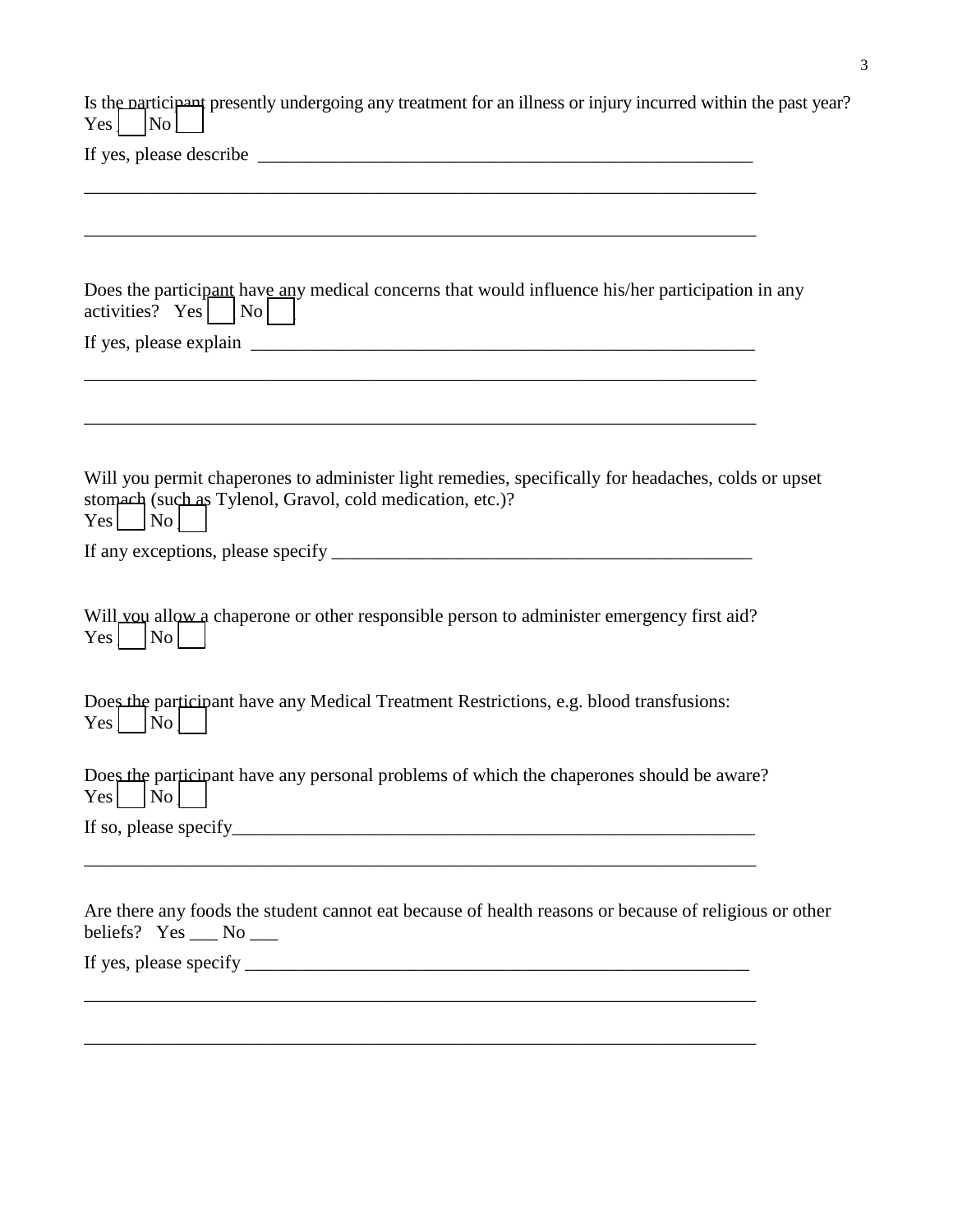Is the participant presently undergoing any treatment for an illness or injury incurred within the past year?
Yes ☐ No ☐

If yes, please describe ________________________________________________________

___________________________________________________________________________

___________________________________________________________________________

Does the participant have any medical concerns that would influence his/her participation in any activities? Yes ☐ No ☐

If yes, please explain _________________________________________________________

___________________________________________________________________________

___________________________________________________________________________

Will you permit chaperones to administer light remedies, specifically for headaches, colds or upset stomach (such as Tylenol, Gravol, cold medication, etc.)?
Yes ☐ No ☐

If any exceptions, please specify ______________________________________________

Will you allow a chaperone or other responsible person to administer emergency first aid?
Yes ☐ No ☐

Does the participant have any Medical Treatment Restrictions, e.g. blood transfusions:
Yes ☐ No ☐

Does the participant have any personal problems of which the chaperones should be aware?
Yes ☐ No ☐

If so, please specify___________________________________________________________

___________________________________________________________________________

Are there any foods the student cannot eat because of health reasons or because of religious or other beliefs? Yes ___ No ___

If yes, please specify ________________________________________________________

___________________________________________________________________________

___________________________________________________________________________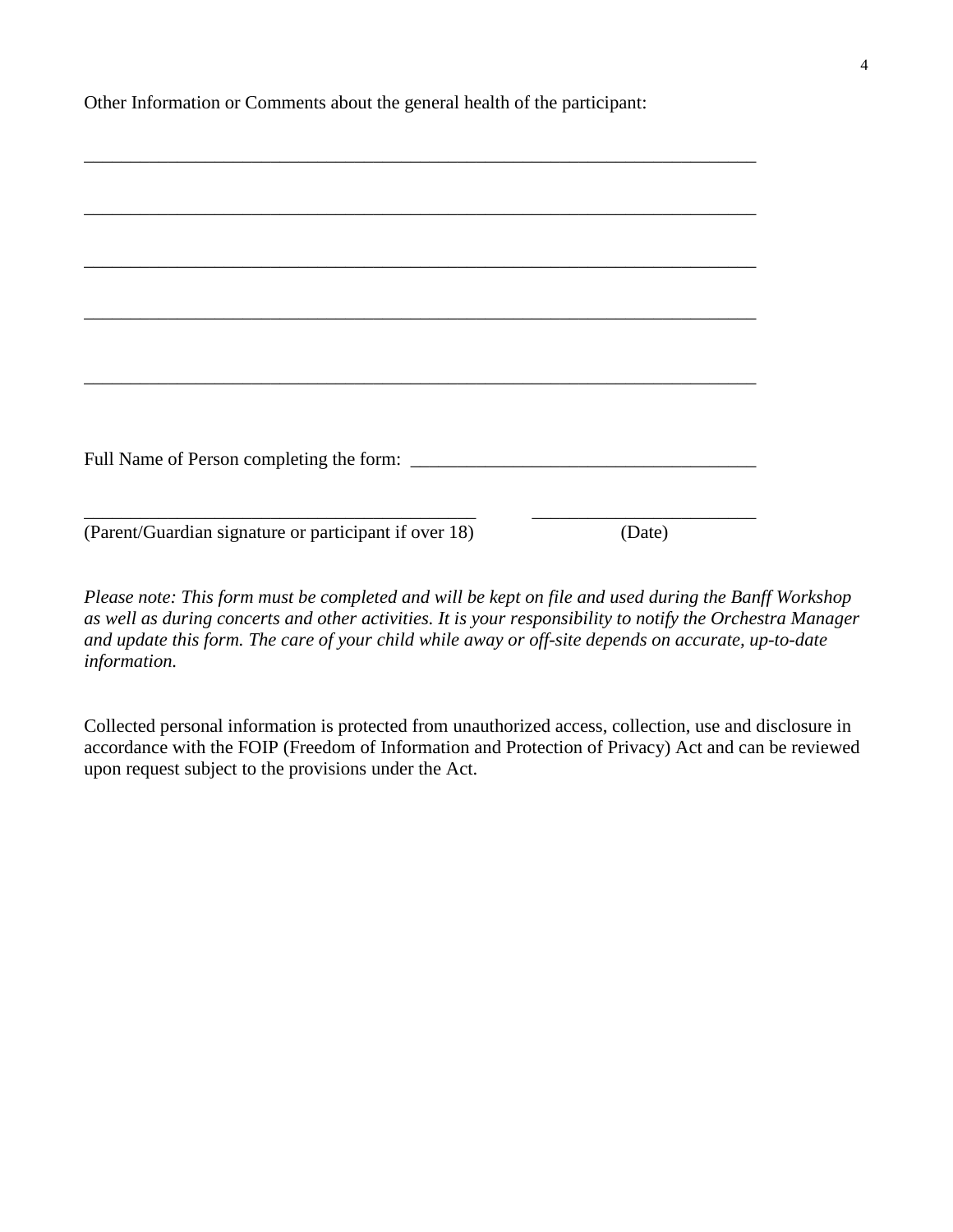Other Information or Comments about the general health of the participant:

_____________________________________________________________________________

_____________________________________________________________________________

_____________________________________________________________________________

_____________________________________________________________________________

_____________________________________________________________________________

Full Name of Person completing the form: ______________________________________

_____________________________________________ _________________________

(Parent/Guardian signature or participant if over 18) (Date)

*Please note: This form must be completed and will be kept on file and used during the Banff Workshop as well as during concerts and other activities. It is your responsibility to notify the Orchestra Manager and update this form. The care of your child while away or off-site depends on accurate, up-to-date information.*

Collected personal information is protected from unauthorized access, collection, use and disclosure in accordance with the FOIP (Freedom of Information and Protection of Privacy) Act and can be reviewed upon request subject to the provisions under the Act.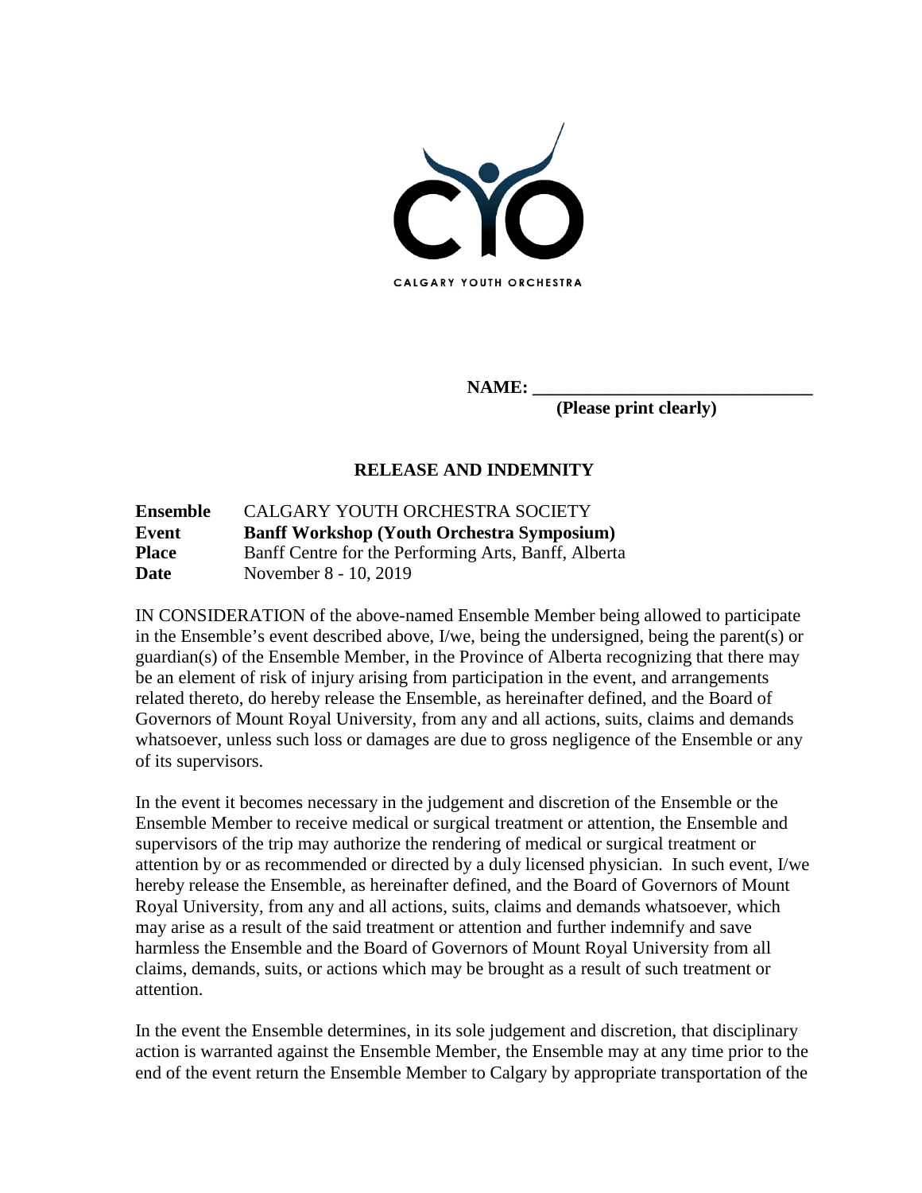CALGARY YOUTH ORCHESTRA

**NAME: ______________________________**
**(Please print clearly)**

## RELEASE AND INDEMNITY

| | |
|---|---|
| **Ensemble** | CALGARY YOUTH ORCHESTRA SOCIETY |
| **Event** | **Banff Workshop (Youth Orchestra Symposium)** |
| **Place** | Banff Centre for the Performing Arts, Banff, Alberta |
| **Date** | November 8 - 10, 2019 |

IN CONSIDERATION of the above-named Ensemble Member being allowed to participate in the Ensemble's event described above, I/we, being the undersigned, being the parent(s) or guardian(s) of the Ensemble Member, in the Province of Alberta recognizing that there may be an element of risk of injury arising from participation in the event, and arrangements related thereto, do hereby release the Ensemble, as hereinafter defined, and the Board of Governors of Mount Royal University, from any and all actions, suits, claims and demands whatsoever, unless such loss or damages are due to gross negligence of the Ensemble or any of its supervisors.

In the event it becomes necessary in the judgement and discretion of the Ensemble or the Ensemble Member to receive medical or surgical treatment or attention, the Ensemble and supervisors of the trip may authorize the rendering of medical or surgical treatment or attention by or as recommended or directed by a duly licensed physician. In such event, I/we hereby release the Ensemble, as hereinafter defined, and the Board of Governors of Mount Royal University, from any and all actions, suits, claims and demands whatsoever, which may arise as a result of the said treatment or attention and further indemnify and save harmless the Ensemble and the Board of Governors of Mount Royal University from all claims, demands, suits, or actions which may be brought as a result of such treatment or attention.

In the event the Ensemble determines, in its sole judgement and discretion, that disciplinary action is warranted against the Ensemble Member, the Ensemble may at any time prior to the end of the event return the Ensemble Member to Calgary by appropriate transportation of the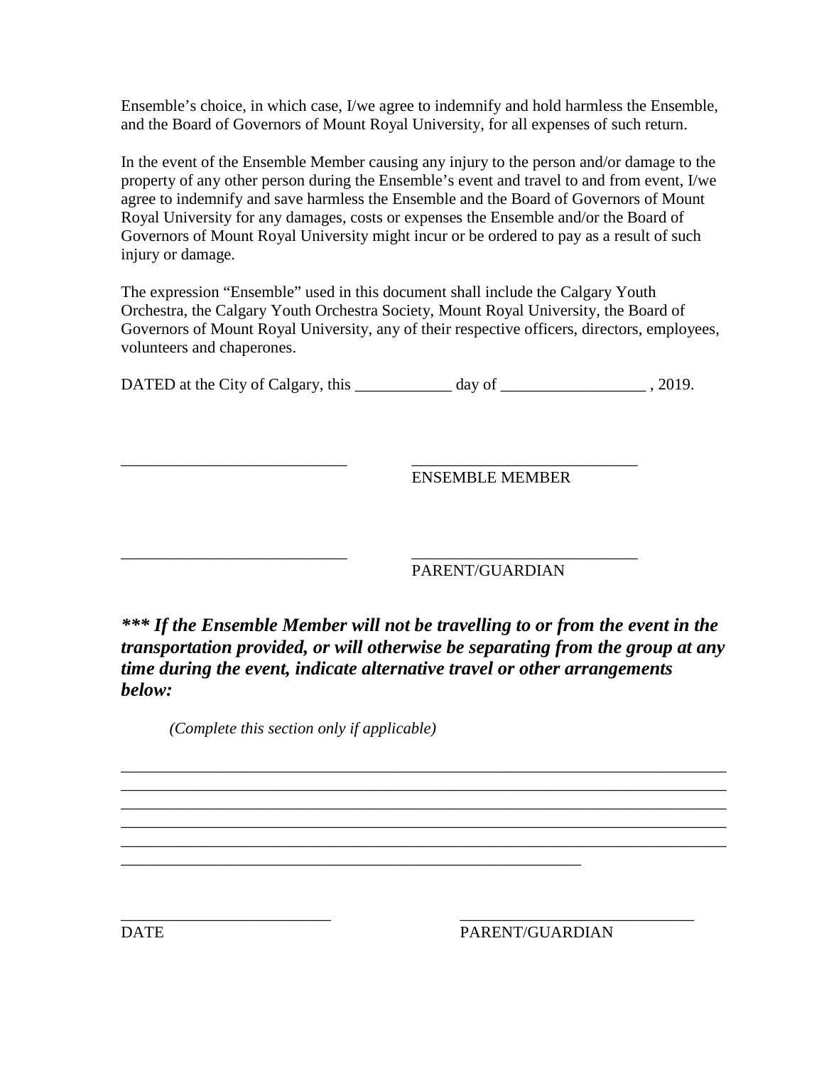Ensemble's choice, in which case, I/we agree to indemnify and hold harmless the Ensemble, and the Board of Governors of Mount Royal University, for all expenses of such return.

In the event of the Ensemble Member causing any injury to the person and/or damage to the property of any other person during the Ensemble's event and travel to and from event, I/we agree to indemnify and save harmless the Ensemble and the Board of Governors of Mount Royal University for any damages, costs or expenses the Ensemble and/or the Board of Governors of Mount Royal University might incur or be ordered to pay as a result of such injury or damage.

The expression "Ensemble" used in this document shall include the Calgary Youth Orchestra, the Calgary Youth Orchestra Society, Mount Royal University, the Board of Governors of Mount Royal University, any of their respective officers, directors, employees, volunteers and chaperones.

DATED at the City of Calgary, this ____________ day of __________________ , 2019.

____________________________ ____________________________
ENSEMBLE MEMBER

____________________________ ____________________________
PARENT/GUARDIAN

***\*\*\* If the Ensemble Member will not be travelling to or from the event in the transportation provided, or will otherwise be separating from the group at any time during the event, indicate alternative travel or other arrangements below:***

*(Complete this section only if applicable)*

_____________________________________________________________________________
_____________________________________________________________________________
_____________________________________________________________________________
_____________________________________________________________________________
_____________________________________________________________________________
_________________________________________________________

__________________________ ____________________________
DATE PARENT/GUARDIAN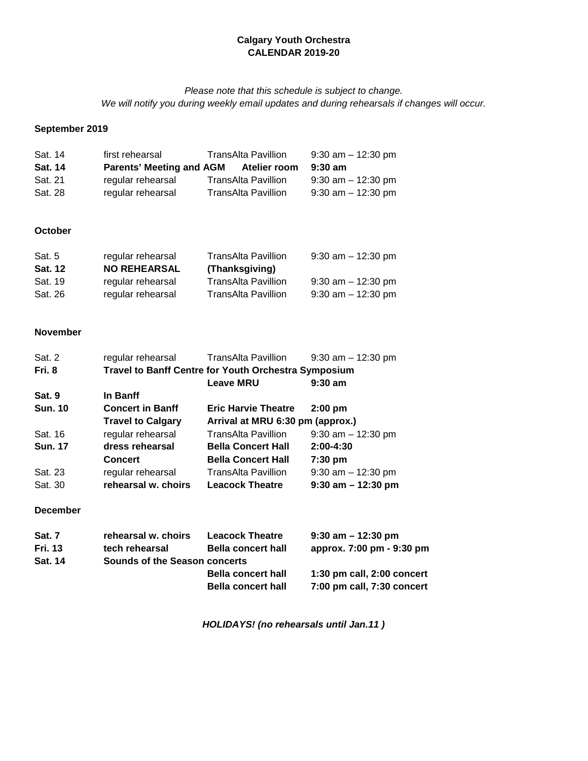**Calgary Youth Orchestra**
**CALENDAR 2019-20**

*Please note that this schedule is subject to change.*
*We will notify you during weekly email updates and during rehearsals if changes will occur.*

**September 2019**

| | | | |
|---|---|---|---|
| Sat. 14 | first rehearsal | TransAlta Pavillion | 9:30 am – 12:30 pm |
| **Sat. 14** | **Parents' Meeting and AGM** | **Atelier room** | **9:30 am** |
| Sat. 21 | regular rehearsal | TransAlta Pavillion | 9:30 am – 12:30 pm |
| Sat. 28 | regular rehearsal | TransAlta Pavillion | 9:30 am – 12:30 pm |

**October**

| | | | |
|---|---|---|---|
| Sat. 5 | regular rehearsal | TransAlta Pavillion | 9:30 am – 12:30 pm |
| **Sat. 12** | **NO REHEARSAL** | **(Thanksgiving)** | |
| Sat. 19 | regular rehearsal | TransAlta Pavillion | 9:30 am – 12:30 pm |
| Sat. 26 | regular rehearsal | TransAlta Pavillion | 9:30 am – 12:30 pm |

**November**

| | | | |
|---|---|---|---|
| Sat. 2 | regular rehearsal | TransAlta Pavillion | 9:30 am – 12:30 pm |
| **Fri. 8** | **Travel to Banff Centre for Youth Orchestra Symposium** | | |
| | | **Leave MRU** | **9:30 am** |
| **Sat. 9** | **In Banff** | | |
| **Sun. 10** | **Concert in Banff** | **Eric Harvie Theatre** | **2:00 pm** |
| | **Travel to Calgary** | **Arrival at MRU 6:30 pm (approx.)** | |
| Sat. 16 | regular rehearsal | TransAlta Pavillion | 9:30 am – 12:30 pm |
| **Sun. 17** | **dress rehearsal** | **Bella Concert Hall** | **2:00-4:30** |
| | **Concert** | **Bella Concert Hall** | **7:30 pm** |
| Sat. 23 | regular rehearsal | TransAlta Pavillion | 9:30 am – 12:30 pm |
| Sat. 30 | **rehearsal w. choirs** | **Leacock Theatre** | **9:30 am – 12:30 pm** |

**December**

| | | | |
|---|---|---|---|
| **Sat. 7** | **rehearsal w. choirs** | **Leacock Theatre** | **9:30 am – 12:30 pm** |
| **Fri. 13** | **tech rehearsal** | **Bella concert hall** | **approx. 7:00 pm - 9:30 pm** |
| **Sat. 14** | **Sounds of the Season concerts** | | |
| | | **Bella concert hall** | **1:30 pm call, 2:00 concert** |
| | | **Bella concert hall** | **7:00 pm call, 7:30 concert** |

***HOLIDAYS! (no rehearsals until Jan.11 )***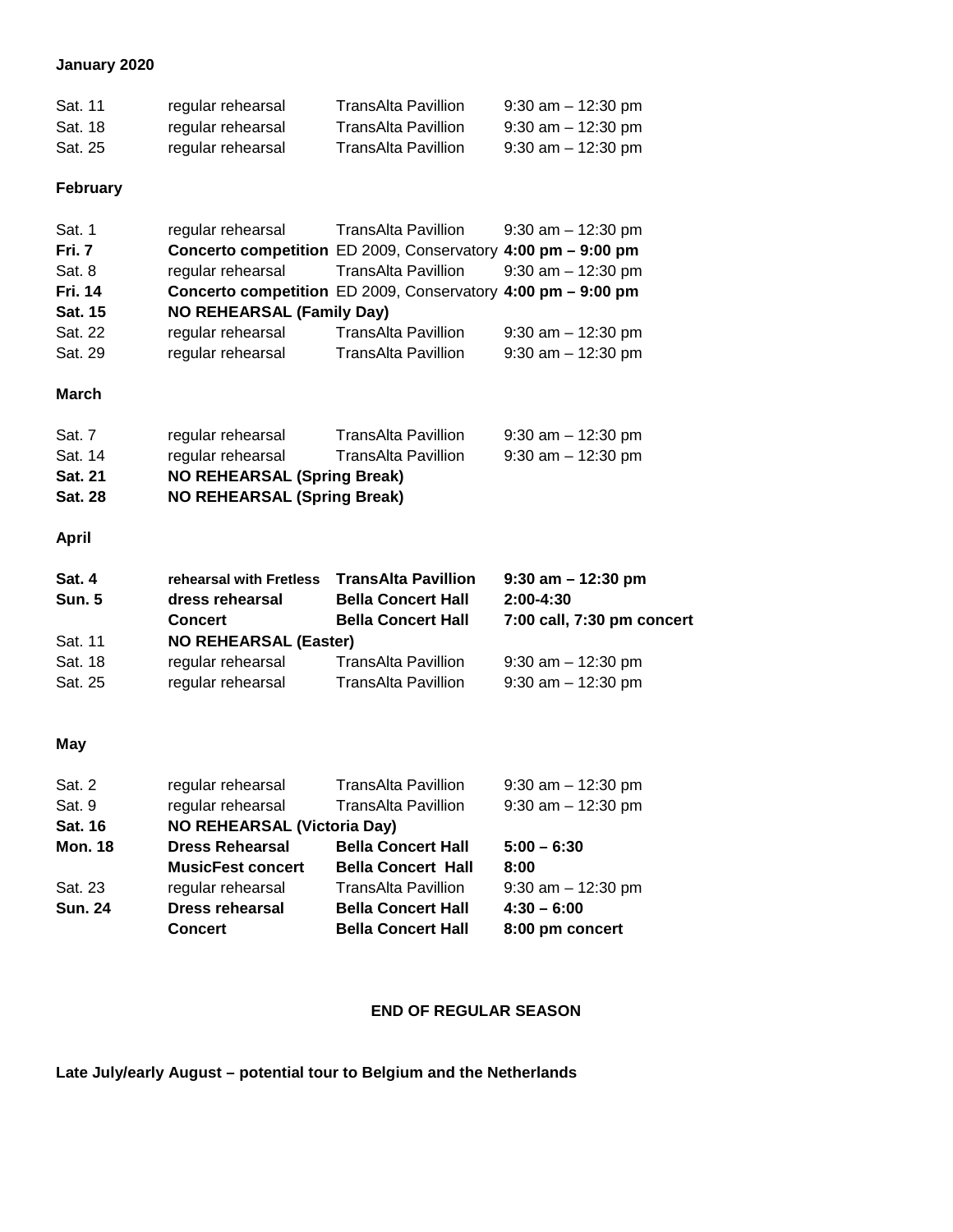**January 2020**

| | | | |
|---|---|---|---|
| Sat. 11 | regular rehearsal | TransAlta Pavillion | 9:30 am – 12:30 pm |
| Sat. 18 | regular rehearsal | TransAlta Pavillion | 9:30 am – 12:30 pm |
| Sat. 25 | regular rehearsal | TransAlta Pavillion | 9:30 am – 12:30 pm |

**February**

| | | | |
|---|---|---|---|
| Sat. 1 | regular rehearsal | TransAlta Pavillion | 9:30 am – 12:30 pm |
| **Fri. 7** | **Concerto competition** | ED 2009, Conservatory | **4:00 pm – 9:00 pm** |
| Sat. 8 | regular rehearsal | TransAlta Pavillion | 9:30 am – 12:30 pm |
| **Fri. 14** | **Concerto competition** | ED 2009, Conservatory | **4:00 pm – 9:00 pm** |
| **Sat. 15** | **NO REHEARSAL (Family Day)** | | |
| Sat. 22 | regular rehearsal | TransAlta Pavillion | 9:30 am – 12:30 pm |
| Sat. 29 | regular rehearsal | TransAlta Pavillion | 9:30 am – 12:30 pm |

**March**

| | | | |
|---|---|---|---|
| Sat. 7 | regular rehearsal | TransAlta Pavillion | 9:30 am – 12:30 pm |
| Sat. 14 | regular rehearsal | TransAlta Pavillion | 9:30 am – 12:30 pm |
| **Sat. 21** | **NO REHEARSAL (Spring Break)** | | |
| **Sat. 28** | **NO REHEARSAL (Spring Break)** | | |

**April**

| | | | |
|---|---|---|---|
| **Sat. 4** | **rehearsal with Fretless** | **TransAlta Pavillion** | **9:30 am – 12:30 pm** |
| **Sun. 5** | **dress rehearsal** | **Bella Concert Hall** | **2:00-4:30** |
| | **Concert** | **Bella Concert Hall** | **7:00 call, 7:30 pm concert** |
| Sat. 11 | **NO REHEARSAL (Easter)** | | |
| Sat. 18 | regular rehearsal | TransAlta Pavillion | 9:30 am – 12:30 pm |
| Sat. 25 | regular rehearsal | TransAlta Pavillion | 9:30 am – 12:30 pm |

**May**

| | | | |
|---|---|---|---|
| Sat. 2 | regular rehearsal | TransAlta Pavillion | 9:30 am – 12:30 pm |
| Sat. 9 | regular rehearsal | TransAlta Pavillion | 9:30 am – 12:30 pm |
| **Sat. 16** | **NO REHEARSAL (Victoria Day)** | | |
| **Mon. 18** | **Dress Rehearsal** | **Bella Concert Hall** | **5:00 – 6:30** |
| | **MusicFest concert** | **Bella Concert Hall** | **8:00** |
| Sat. 23 | regular rehearsal | TransAlta Pavillion | 9:30 am – 12:30 pm |
| **Sun. 24** | **Dress rehearsal** | **Bella Concert Hall** | **4:30 – 6:00** |
| | **Concert** | **Bella Concert Hall** | **8:00 pm concert** |

**END OF REGULAR SEASON**

**Late July/early August – potential tour to Belgium and the Netherlands**